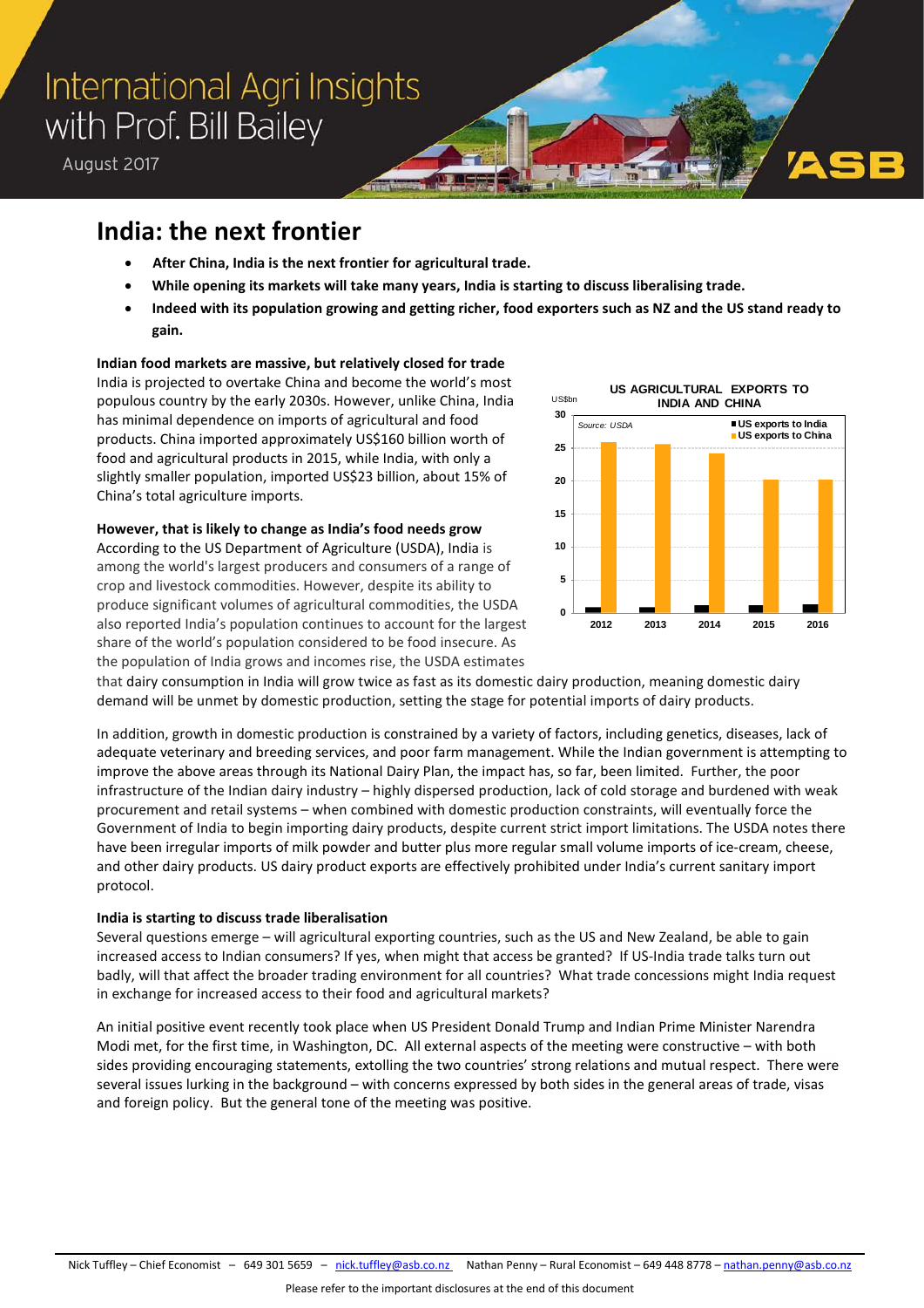# International Agri Insights with Prof. Bill Bailey

August 2017

## India: the next frontier

- **After China, India is the next frontier for agricultural trade.**
- **While opening its markets will take many years, India is starting to discuss liberalising trade.**
- **Indeed with its population growing and getting richer, food exporters such as NZ and the US stand ready to gain.**

**Indian food markets are massive, but relatively closed for trade**

India is projected to overtake China and become the world's most populous country by the early 2030s. However, unlike China, India has minimal dependence on imports of agricultural and food products. China imported approximately US$160 billion worth of food and agricultural products in 2015, while India, with only a slightly smaller population, imported US$23 billion, about 15% of China's total agriculture imports.

**However, that is likely to change as India's food needs grow**

According to the US Department of Agriculture (USDA), India is among the world's largest producers and consumers of a range of crop and livestock commodities. However, despite its ability to produce significant volumes of agricultural commodities, the USDA also reported India's population continues to account for the largest share of the world's population considered to be food insecure. As the population of India grows and incomes rise, the USDA estimates that dairy consumption in India will grow twice as fast as its domestic dairy production, meaning domestic dairy demand will be unmet by domestic production, setting the stage for potential imports of dairy products.

In addition, growth in domestic production is constrained by a variety of factors, including genetics, diseases, lack of adequate veterinary and breeding services, and poor farm management. While the Indian government is attempting to improve the above areas through its National Dairy Plan, the impact has, so far, been limited. Further, the poor infrastructure of the Indian dairy industry – highly dispersed production, lack of cold storage and burdened with weak procurement and retail systems – when combined with domestic production constraints, will eventually force the Government of India to begin importing dairy products, despite current strict import limitations. The USDA notes there have been irregular imports of milk powder and butter plus more regular small volume imports of ice-cream, cheese, and other dairy products. US dairy product exports are effectively prohibited under India's current sanitary import protocol.

**India is starting to discuss trade liberalisation**

Several questions emerge – will agricultural exporting countries, such as the US and New Zealand, be able to gain increased access to Indian consumers? If yes, when might that access be granted? If US-India trade talks turn out badly, will that affect the broader trading environment for all countries? What trade concessions might India request in exchange for increased access to their food and agricultural markets?

An initial positive event recently took place when US President Donald Trump and Indian Prime Minister Narendra Modi met, for the first time, in Washington, DC. All external aspects of the meeting were constructive – with both sides providing encouraging statements, extolling the two countries' strong relations and mutual respect. There were several issues lurking in the background – with concerns expressed by both sides in the general areas of trade, visas and foreign policy. But the general tone of the meeting was positive.

Nick Tuffley – Chief Economist – 649 301 5659 – nick.tuffley@asb.co.nz Nathan Penny – Rural Economist – 649 448 8778 – nathan.penny@asb.co.nz

Please refer to the important disclosures at the end of this document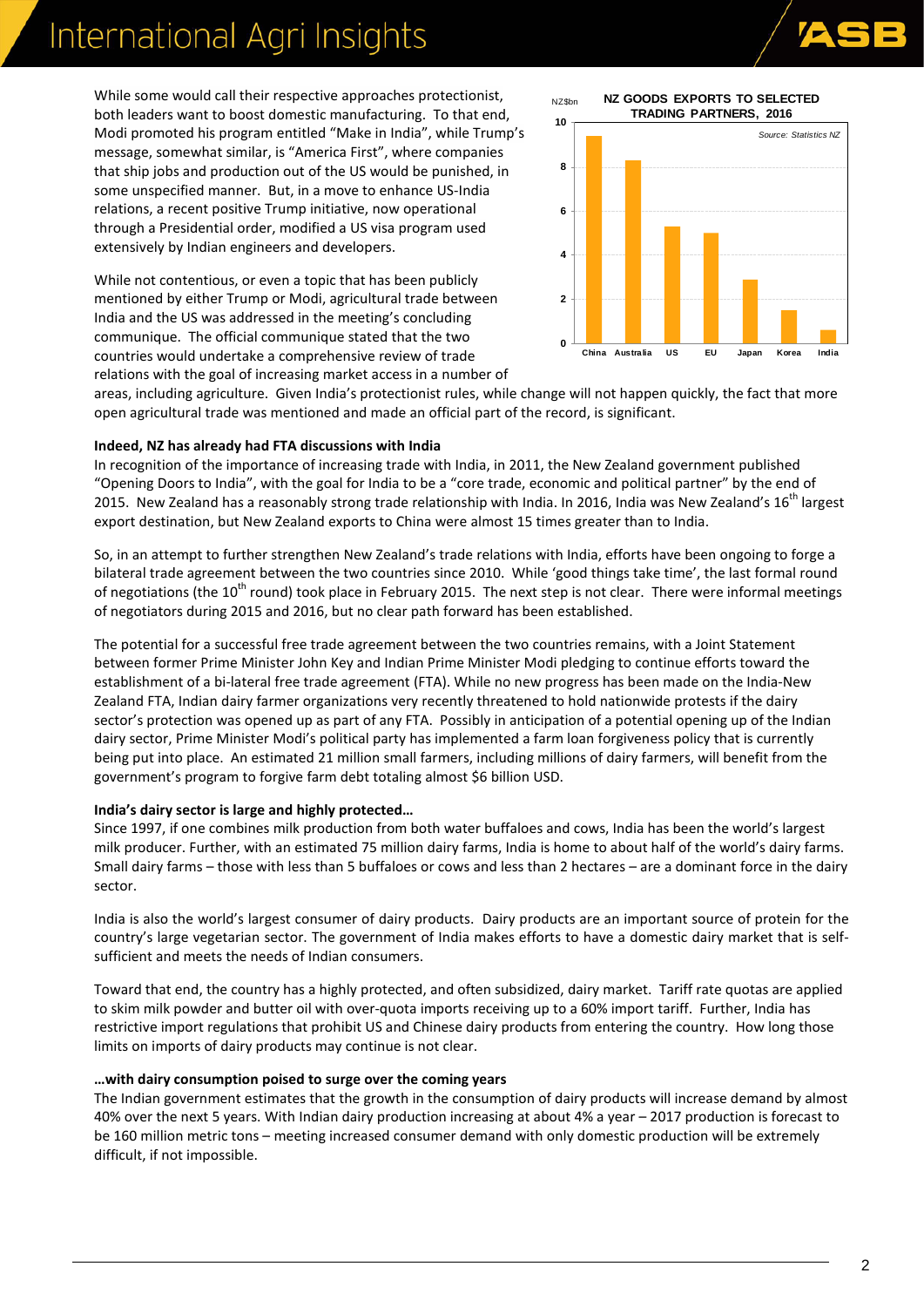While some would call their respective approaches protectionist, both leaders want to boost domestic manufacturing. To that end, Modi promoted his program entitled "Make in India", while Trump's message, somewhat similar, is "America First", where companies that ship jobs and production out of the US would be punished, in some unspecified manner. But, in a move to enhance US-India relations, a recent positive Trump initiative, now operational through a Presidential order, modified a US visa program used extensively by Indian engineers and developers.

While not contentious, or even a topic that has been publicly mentioned by either Trump or Modi, agricultural trade between India and the US was addressed in the meeting's concluding communique. The official communique stated that the two countries would undertake a comprehensive review of trade relations with the goal of increasing market access in a number of areas, including agriculture. Given India's protectionist rules, while change will not happen quickly, the fact that more open agricultural trade was mentioned and made an official part of the record, is significant.

**NZ GOODS EXPORTS TO SELECTED TRADING PARTNERS, 2016**

Source: Statistics NZ

**Indeed, NZ has already had FTA discussions with India**

In recognition of the importance of increasing trade with India, in 2011, the New Zealand government published "Opening Doors to India", with the goal for India to be a "core trade, economic and political partner" by the end of 2015. New Zealand has a reasonably strong trade relationship with India. In 2016, India was New Zealand's 16th largest export destination, but New Zealand exports to China were almost 15 times greater than to India.

So, in an attempt to further strengthen New Zealand's trade relations with India, efforts have been ongoing to forge a bilateral trade agreement between the two countries since 2010. While 'good things take time', the last formal round of negotiations (the 10th round) took place in February 2015. The next step is not clear. There were informal meetings of negotiators during 2015 and 2016, but no clear path forward has been established.

The potential for a successful free trade agreement between the two countries remains, with a Joint Statement between former Prime Minister John Key and Indian Prime Minister Modi pledging to continue efforts toward the establishment of a bi-lateral free trade agreement (FTA). While no new progress has been made on the India-New Zealand FTA, Indian dairy farmer organizations very recently threatened to hold nationwide protests if the dairy sector's protection was opened up as part of any FTA. Possibly in anticipation of a potential opening up of the Indian dairy sector, Prime Minister Modi's political party has implemented a farm loan forgiveness policy that is currently being put into place. An estimated 21 million small farmers, including millions of dairy farmers, will benefit from the government's program to forgive farm debt totaling almost $6 billion USD.

**India's dairy sector is large and highly protected…**

Since 1997, if one combines milk production from both water buffaloes and cows, India has been the world's largest milk producer. Further, with an estimated 75 million dairy farms, India is home to about half of the world's dairy farms. Small dairy farms – those with less than 5 buffaloes or cows and less than 2 hectares – are a dominant force in the dairy sector.

India is also the world's largest consumer of dairy products. Dairy products are an important source of protein for the country's large vegetarian sector. The government of India makes efforts to have a domestic dairy market that is self-sufficient and meets the needs of Indian consumers.

Toward that end, the country has a highly protected, and often subsidized, dairy market. Tariff rate quotas are applied to skim milk powder and butter oil with over-quota imports receiving up to a 60% import tariff. Further, India has restrictive import regulations that prohibit US and Chinese dairy products from entering the country. How long those limits on imports of dairy products may continue is not clear.

**…with dairy consumption poised to surge over the coming years**

The Indian government estimates that the growth in the consumption of dairy products will increase demand by almost 40% over the next 5 years. With Indian dairy production increasing at about 4% a year – 2017 production is forecast to be 160 million metric tons – meeting increased consumer demand with only domestic production will be extremely difficult, if not impossible.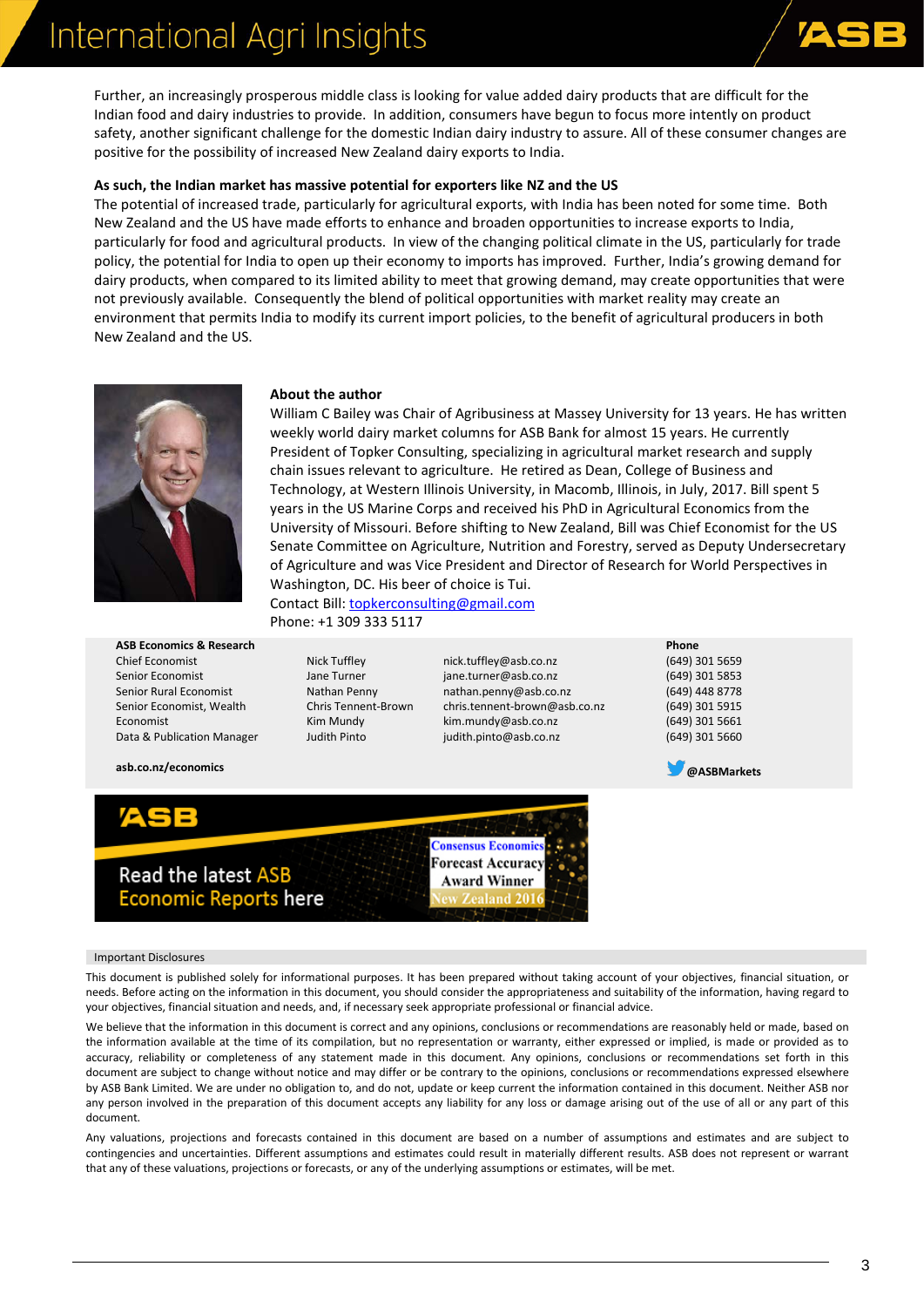Further, an increasingly prosperous middle class is looking for value added dairy products that are difficult for the Indian food and dairy industries to provide. In addition, consumers have begun to focus more intently on product safety, another significant challenge for the domestic Indian dairy industry to assure. All of these consumer changes are positive for the possibility of increased New Zealand dairy exports to India.

**As such, the Indian market has massive potential for exporters like NZ and the US**

The potential of increased trade, particularly for agricultural exports, with India has been noted for some time. Both New Zealand and the US have made efforts to enhance and broaden opportunities to increase exports to India, particularly for food and agricultural products. In view of the changing political climate in the US, particularly for trade policy, the potential for India to open up their economy to imports has improved. Further, India's growing demand for dairy products, when compared to its limited ability to meet that growing demand, may create opportunities that were not previously available. Consequently the blend of political opportunities with market reality may create an environment that permits India to modify its current import policies, to the benefit of agricultural producers in both New Zealand and the US.

**About the author**

William C Bailey was Chair of Agribusiness at Massey University for 13 years. He has written weekly world dairy market columns for ASB Bank for almost 15 years. He currently President of Topker Consulting, specializing in agricultural market research and supply chain issues relevant to agriculture. He retired as Dean, College of Business and Technology, at Western Illinois University, in Macomb, Illinois, in July, 2017. Bill spent 5 years in the US Marine Corps and received his PhD in Agricultural Economics from the University of Missouri. Before shifting to New Zealand, Bill was Chief Economist for the US Senate Committee on Agriculture, Nutrition and Forestry, served as Deputy Undersecretary of Agriculture and was Vice President and Director of Research for World Perspectives in Washington, DC. His beer of choice is Tui.

Contact Bill: topkerconsulting@gmail.com

Phone: +1 309 333 5117

| ASB Economics & Research | | | Phone |
|---|---|---|---|
| Chief Economist | Nick Tuffley | nick.tuffley@asb.co.nz | (649) 301 5659 |
| Senior Economist | Jane Turner | jane.turner@asb.co.nz | (649) 301 5853 |
| Senior Rural Economist | Nathan Penny | nathan.penny@asb.co.nz | (649) 448 8778 |
| Senior Economist, Wealth | Chris Tennent-Brown | chris.tennent-brown@asb.co.nz | (649) 301 5915 |
| Economist | Kim Mundy | kim.mundy@asb.co.nz | (649) 301 5661 |
| Data & Publication Manager | Judith Pinto | judith.pinto@asb.co.nz | (649) 301 5660 |

**asb.co.nz/economics**

**@ASBMarkets**

ASB

Read the latest ASB Economic Reports here

Consensus Economics Forecast Accuracy Award Winner New Zealand 2016

Important Disclosures

This document is published solely for informational purposes. It has been prepared without taking account of your objectives, financial situation, or needs. Before acting on the information in this document, you should consider the appropriateness and suitability of the information, having regard to your objectives, financial situation and needs, and, if necessary seek appropriate professional or financial advice.

We believe that the information in this document is correct and any opinions, conclusions or recommendations are reasonably held or made, based on the information available at the time of its compilation, but no representation or warranty, either expressed or implied, is made or provided as to accuracy, reliability or completeness of any statement made in this document. Any opinions, conclusions or recommendations set forth in this document are subject to change without notice and may differ or be contrary to the opinions, conclusions or recommendations expressed elsewhere by ASB Bank Limited. We are under no obligation to, and do not, update or keep current the information contained in this document. Neither ASB nor any person involved in the preparation of this document accepts any liability for any loss or damage arising out of the use of all or any part of this document.

Any valuations, projections and forecasts contained in this document are based on a number of assumptions and estimates and are subject to contingencies and uncertainties. Different assumptions and estimates could result in materially different results. ASB does not represent or warrant that any of these valuations, projections or forecasts, or any of the underlying assumptions or estimates, will be met.